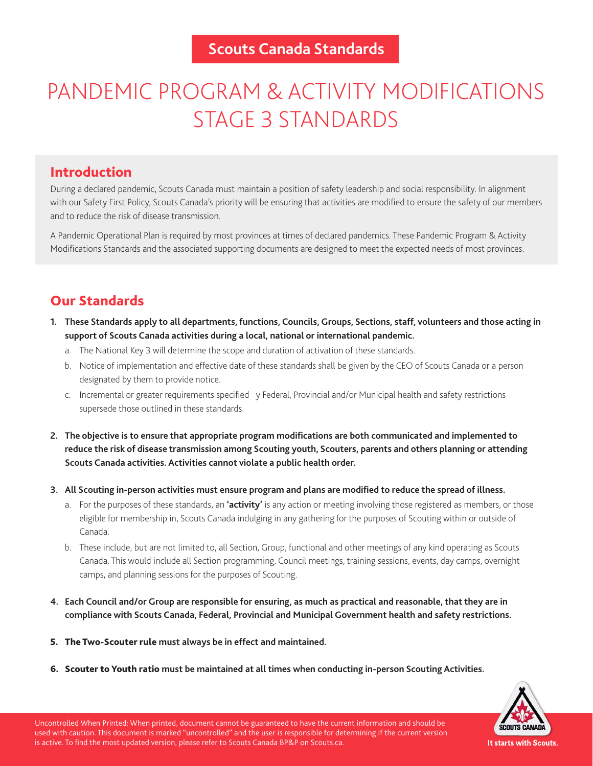Scouts Canada Standards

# PANDEMIC PROGRAM & ACTIVITY MODIFICATIONS STAGE 3 STANDARDS

## Introduction

During a declared pandemic, Scouts Canada must maintain a position of safety leadership and social responsibility. In alignment with our Safety First Policy, Scouts Canada's priority will be ensuring that activities are modified to ensure the safety of our members and to reduce the risk of disease transmission.

A Pandemic Operational Plan is required by most provinces at times of declared pandemics. These Pandemic Program & Activity Modifications Standards and the associated supporting documents are designed to meet the expected needs of most provinces.

## Our Standards

1. **These Standards apply to all departments, functions, Councils, Groups, Sections, staff, volunteers and those acting in support of Scouts Canada activities during a local, national or international pandemic.**
   a. The National Key 3 will determine the scope and duration of activation of these standards.
   b. Notice of implementation and effective date of these standards shall be given by the CEO of Scouts Canada or a person designated by them to provide notice.
   c. Incremental or greater requirements specified y Federal, Provincial and/or Municipal health and safety restrictions supersede those outlined in these standards.

2. **The objective is to ensure that appropriate program modifications are both communicated and implemented to reduce the risk of disease transmission among Scouting youth, Scouters, parents and others planning or attending Scouts Canada activities. Activities cannot violate a public health order.**

3. **All Scouting in-person activities must ensure program and plans are modified to reduce the spread of illness.**
   a. For the purposes of these standards, an **'activity'** is any action or meeting involving those registered as members, or those eligible for membership in, Scouts Canada indulging in any gathering for the purposes of Scouting within or outside of Canada.
   b. These include, but are not limited to, all Section, Group, functional and other meetings of any kind operating as Scouts Canada. This would include all Section programming, Council meetings, training sessions, events, day camps, overnight camps, and planning sessions for the purposes of Scouting.

4. **Each Council and/or Group are responsible for ensuring, as much as practical and reasonable, that they are in compliance with Scouts Canada, Federal, Provincial and Municipal Government health and safety restrictions.**

5. **The Two-Scouter rule must always be in effect and maintained.**

6. **Scouter to Youth ratio must be maintained at all times when conducting in-person Scouting Activities.**

Uncontrolled When Printed: When printed, document cannot be guaranteed to have the current information and should be used with caution. This document is marked "uncontrolled" and the user is responsible for determining if the current version is active. To find the most updated version, please refer to Scouts Canada BP&P on Scouts.ca.

SCOUTS CANADA

It starts with Scouts.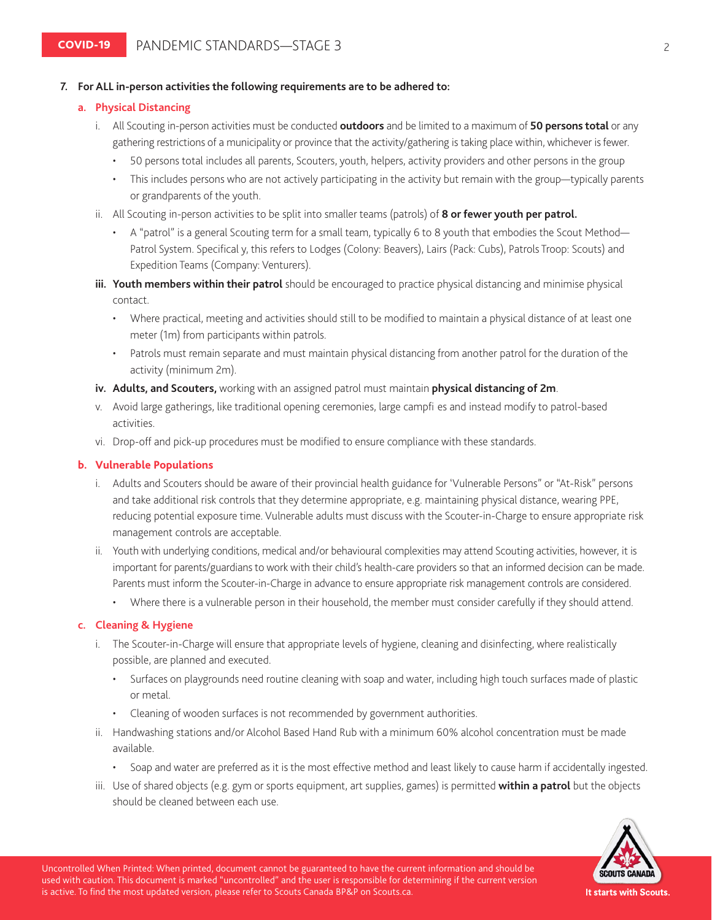**7. For ALL in-person activities the following requirements are to be adhered to:**

**a. Physical Distancing**

i. All Scouting in-person activities must be conducted **outdoors** and be limited to a maximum of **50 persons total** or any gathering restrictions of a municipality or province that the activity/gathering is taking place within, whichever is fewer.

- 50 persons total includes all parents, Scouters, youth, helpers, activity providers and other persons in the group
- This includes persons who are not actively participating in the activity but remain with the group—typically parents or grandparents of the youth.

ii. All Scouting in-person activities to be split into smaller teams (patrols) of **8 or fewer youth per patrol.**

- A "patrol" is a general Scouting term for a small team, typically 6 to 8 youth that embodies the Scout Method—Patrol System. Specifical y, this refers to Lodges (Colony: Beavers), Lairs (Pack: Cubs), Patrols Troop: Scouts) and Expedition Teams (Company: Venturers).

**iii. Youth members within their patrol** should be encouraged to practice physical distancing and minimise physical contact.

- Where practical, meeting and activities should still to be modified to maintain a physical distance of at least one meter (1m) from participants within patrols.
- Patrols must remain separate and must maintain physical distancing from another patrol for the duration of the activity (minimum 2m).

**iv. Adults, and Scouters,** working with an assigned patrol must maintain **physical distancing of 2m**.

v. Avoid large gatherings, like traditional opening ceremonies, large campfi es and instead modify to patrol-based activities.

vi. Drop-off and pick-up procedures must be modified to ensure compliance with these standards.

**b. Vulnerable Populations**

i. Adults and Scouters should be aware of their provincial health guidance for 'Vulnerable Persons" or "At-Risk" persons and take additional risk controls that they determine appropriate, e.g. maintaining physical distance, wearing PPE, reducing potential exposure time. Vulnerable adults must discuss with the Scouter-in-Charge to ensure appropriate risk management controls are acceptable.

ii. Youth with underlying conditions, medical and/or behavioural complexities may attend Scouting activities, however, it is important for parents/guardians to work with their child's health-care providers so that an informed decision can be made. Parents must inform the Scouter-in-Charge in advance to ensure appropriate risk management controls are considered.

- Where there is a vulnerable person in their household, the member must consider carefully if they should attend.

**c. Cleaning & Hygiene**

i. The Scouter-in-Charge will ensure that appropriate levels of hygiene, cleaning and disinfecting, where realistically possible, are planned and executed.

- Surfaces on playgrounds need routine cleaning with soap and water, including high touch surfaces made of plastic or metal.
- Cleaning of wooden surfaces is not recommended by government authorities.

ii. Handwashing stations and/or Alcohol Based Hand Rub with a minimum 60% alcohol concentration must be made available.

- Soap and water are preferred as it is the most effective method and least likely to cause harm if accidentally ingested.

iii. Use of shared objects (e.g. gym or sports equipment, art supplies, games) is permitted **within a patrol** but the objects should be cleaned between each use.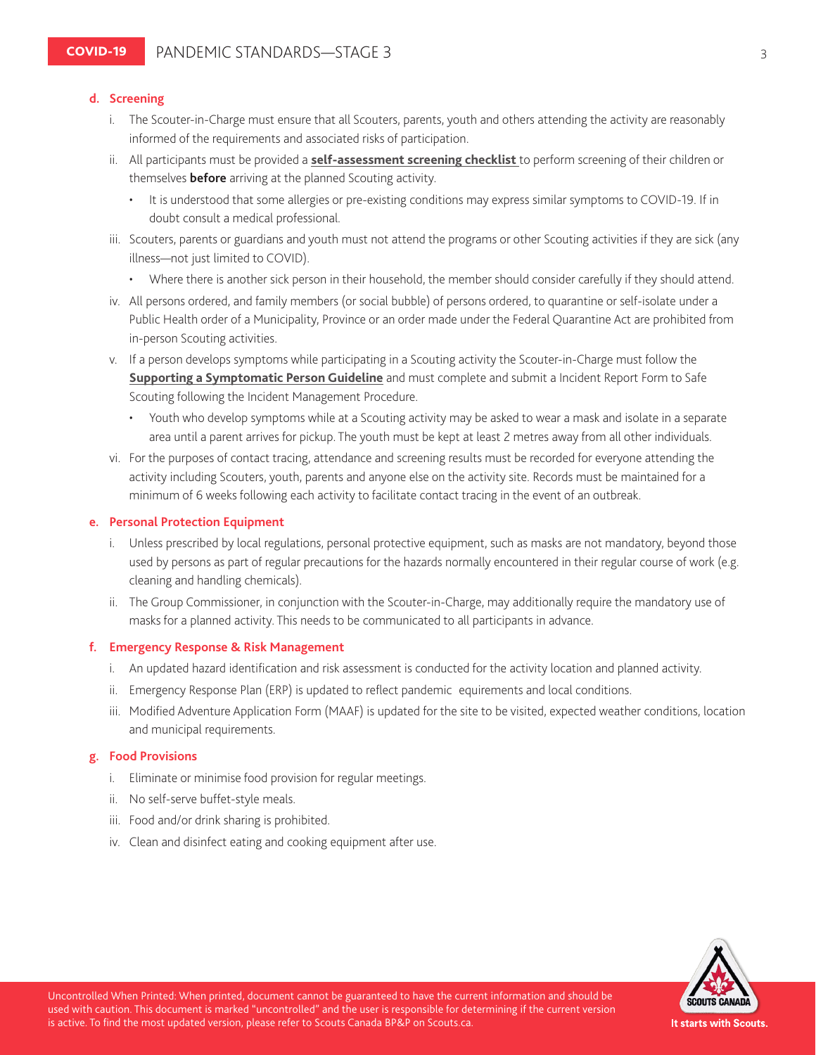#### d. Screening

i. The Scouter-in-Charge must ensure that all Scouters, parents, youth and others attending the activity are reasonably informed of the requirements and associated risks of participation.

ii. All participants must be provided a **self-assessment screening checklist** to perform screening of their children or themselves **before** arriving at the planned Scouting activity.

- It is understood that some allergies or pre-existing conditions may express similar symptoms to COVID-19. If in doubt consult a medical professional.

iii. Scouters, parents or guardians and youth must not attend the programs or other Scouting activities if they are sick (any illness—not just limited to COVID).

- Where there is another sick person in their household, the member should consider carefully if they should attend.

iv. All persons ordered, and family members (or social bubble) of persons ordered, to quarantine or self-isolate under a Public Health order of a Municipality, Province or an order made under the Federal Quarantine Act are prohibited from in-person Scouting activities.

v. If a person develops symptoms while participating in a Scouting activity the Scouter-in-Charge must follow the **Supporting a Symptomatic Person Guideline** and must complete and submit a Incident Report Form to Safe Scouting following the Incident Management Procedure.

- Youth who develop symptoms while at a Scouting activity may be asked to wear a mask and isolate in a separate area until a parent arrives for pickup. The youth must be kept at least 2 metres away from all other individuals.

vi. For the purposes of contact tracing, attendance and screening results must be recorded for everyone attending the activity including Scouters, youth, parents and anyone else on the activity site. Records must be maintained for a minimum of 6 weeks following each activity to facilitate contact tracing in the event of an outbreak.

#### e. Personal Protection Equipment

i. Unless prescribed by local regulations, personal protective equipment, such as masks are not mandatory, beyond those used by persons as part of regular precautions for the hazards normally encountered in their regular course of work (e.g. cleaning and handling chemicals).

ii. The Group Commissioner, in conjunction with the Scouter-in-Charge, may additionally require the mandatory use of masks for a planned activity. This needs to be communicated to all participants in advance.

#### f. Emergency Response & Risk Management

i. An updated hazard identification and risk assessment is conducted for the activity location and planned activity.

ii. Emergency Response Plan (ERP) is updated to reflect pandemic equirements and local conditions.

iii. Modified Adventure Application Form (MAAF) is updated for the site to be visited, expected weather conditions, location and municipal requirements.

#### g. Food Provisions

i. Eliminate or minimise food provision for regular meetings.

ii. No self-serve buffet-style meals.

iii. Food and/or drink sharing is prohibited.

iv. Clean and disinfect eating and cooking equipment after use.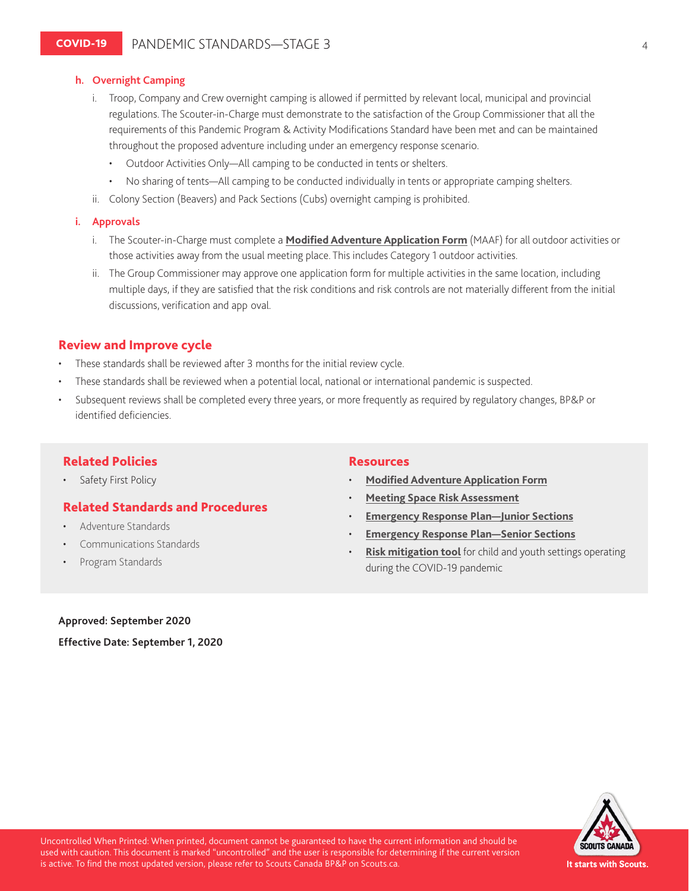**h. Overnight Camping**

i. Troop, Company and Crew overnight camping is allowed if permitted by relevant local, municipal and provincial regulations. The Scouter-in-Charge must demonstrate to the satisfaction of the Group Commissioner that all the requirements of this Pandemic Program & Activity Modifications Standard have been met and can be maintained throughout the proposed adventure including under an emergency response scenario.

- Outdoor Activities Only—All camping to be conducted in tents or shelters.
- No sharing of tents—All camping to be conducted individually in tents or appropriate camping shelters.

ii. Colony Section (Beavers) and Pack Sections (Cubs) overnight camping is prohibited.

**i. Approvals**

i. The Scouter-in-Charge must complete a **Modified Adventure Application Form** (MAAF) for all outdoor activities or those activities away from the usual meeting place. This includes Category 1 outdoor activities.

ii. The Group Commissioner may approve one application form for multiple activities in the same location, including multiple days, if they are satisfied that the risk conditions and risk controls are not materially different from the initial discussions, verification and app oval.

## Review and Improve cycle

- These standards shall be reviewed after 3 months for the initial review cycle.
- These standards shall be reviewed when a potential local, national or international pandemic is suspected.
- Subsequent reviews shall be completed every three years, or more frequently as required by regulatory changes, BP&P or identified deficiencies.

### Related Policies

- Safety First Policy

### Related Standards and Procedures

- Adventure Standards
- Communications Standards
- Program Standards

### Resources

- **Modified Adventure Application Form**
- **Meeting Space Risk Assessment**
- **Emergency Response Plan—Junior Sections**
- **Emergency Response Plan—Senior Sections**
- **Risk mitigation tool** for child and youth settings operating during the COVID-19 pandemic

**Approved: September 2020**

**Effective Date: September 1, 2020**